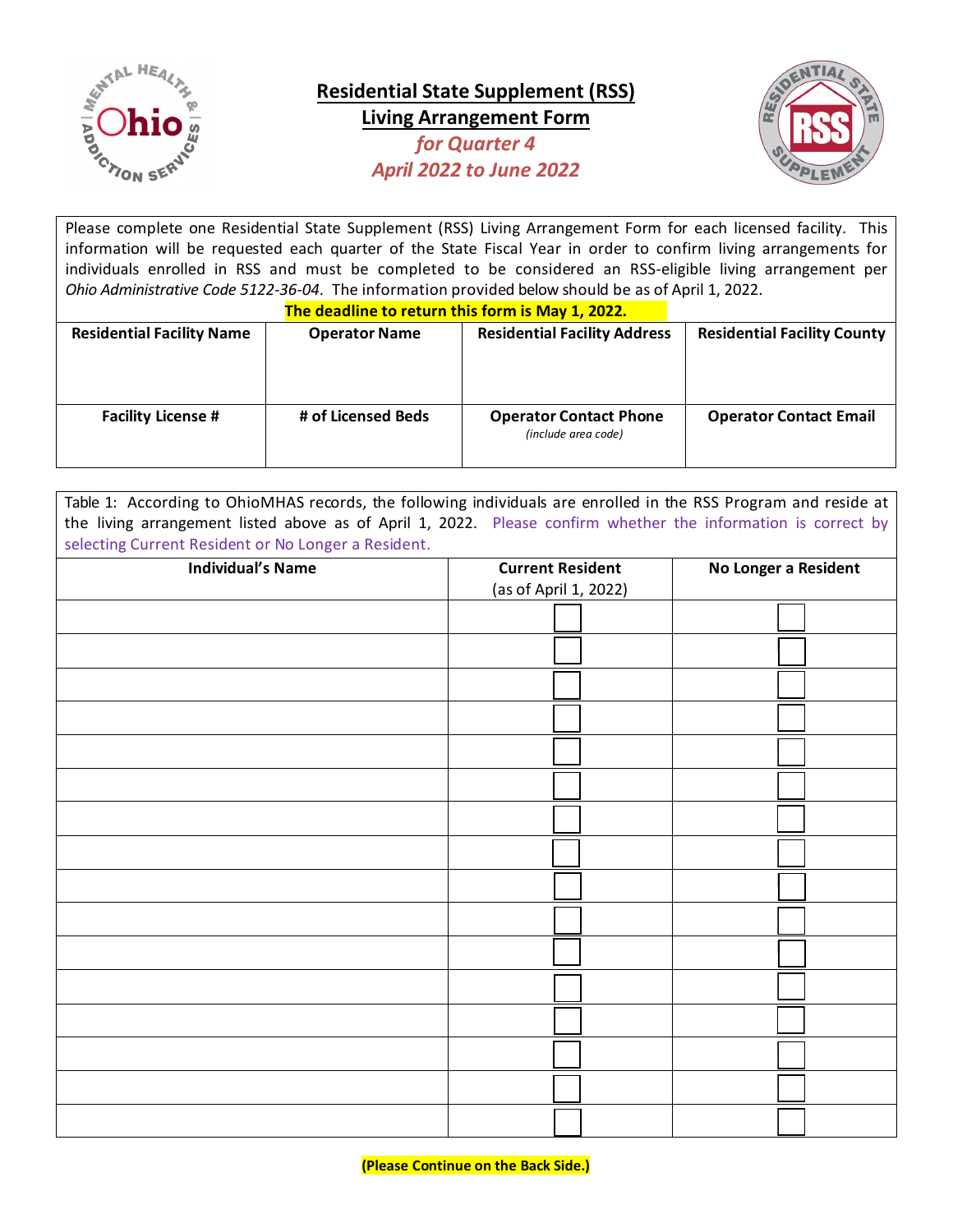# Residential State Supplement (RSS)
## Living Arrangement Form
### *for Quarter 4*
### *April 2022 to June 2022*

Please complete one Residential State Supplement (RSS) Living Arrangement Form for each licensed facility. This information will be requested each quarter of the State Fiscal Year in order to confirm living arrangements for individuals enrolled in RSS and must be completed to be considered an RSS-eligible living arrangement per *Ohio Administrative Code 5122-36-04*. The information provided below should be as of April 1, 2022.

**The deadline to return this form is May 1, 2022.**

| Residential Facility Name | Operator Name | Residential Facility Address | Residential Facility County |
|---|---|---|---|
| | | | |
| **Facility License #** | **# of Licensed Beds** | **Operator Contact Phone** *(include area code)* | **Operator Contact Email** |
| | | | |

Table 1: According to OhioMHAS records, the following individuals are enrolled in the RSS Program and reside at the living arrangement listed above as of April 1, 2022. Please confirm whether the information is correct by selecting Current Resident or No Longer a Resident.

| Individual's Name | Current Resident (as of April 1, 2022) | No Longer a Resident |
|---|---|---|
| | ☐ | ☐ |
| | ☐ | ☐ |
| | ☐ | ☐ |
| | ☐ | ☐ |
| | ☐ | ☐ |
| | ☐ | ☐ |
| | ☐ | ☐ |
| | ☐ | ☐ |
| | ☐ | ☐ |
| | ☐ | ☐ |
| | ☐ | ☐ |
| | ☐ | ☐ |
| | ☐ | ☐ |
| | ☐ | ☐ |
| | ☐ | ☐ |
| | ☐ | ☐ |

**(Please Continue on the Back Side.)**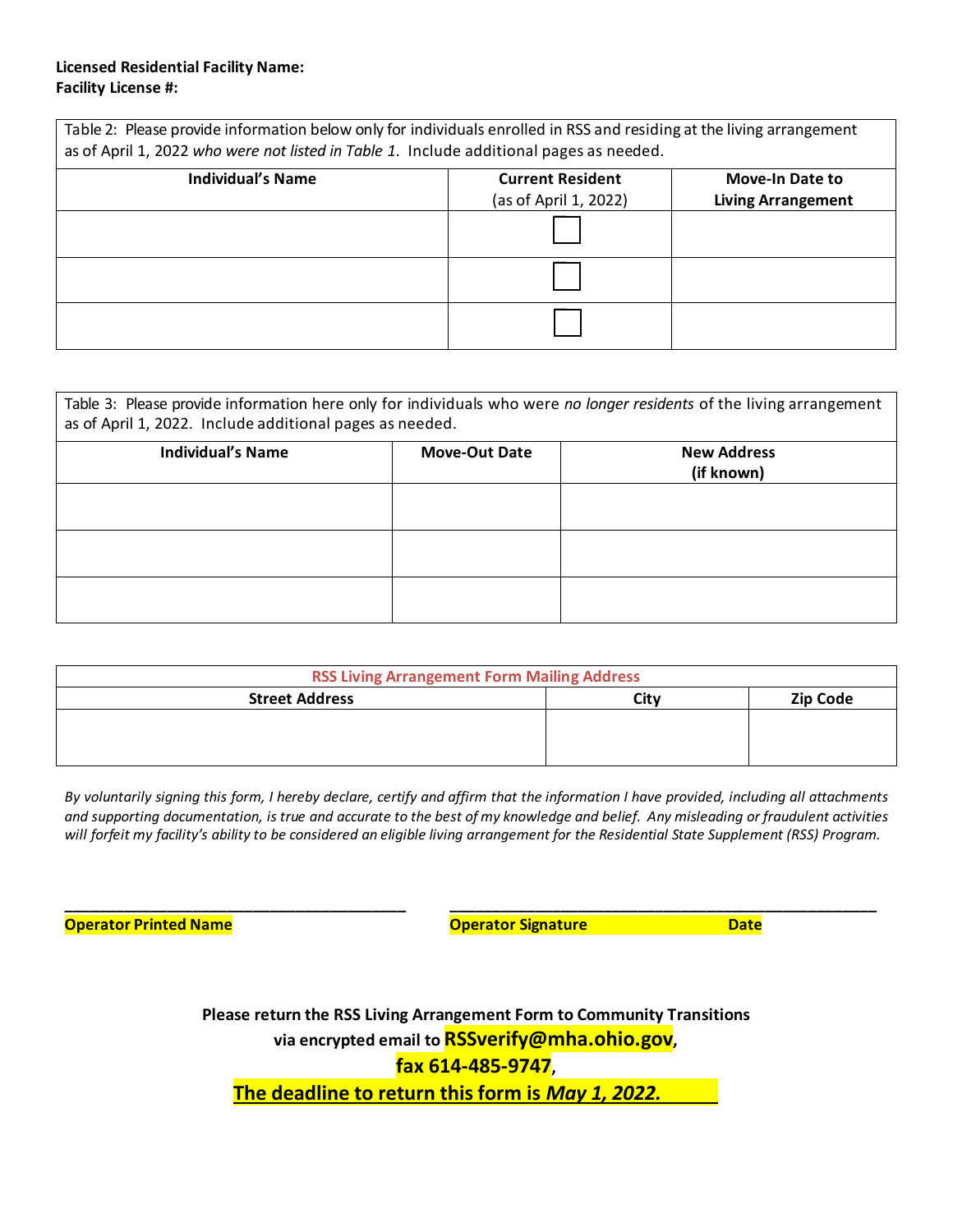**Licensed Residential Facility Name:**
**Facility License #:**

| Table 2: Please provide information below only for individuals enrolled in RSS and residing at the living arrangement as of April 1, 2022 *who were not listed in Table 1*. Include additional pages as needed. | | |
|---|---|---|
| **Individual's Name** | **Current Resident** (as of April 1, 2022) | **Move-In Date to Living Arrangement** |
| | ☐ | |
| | ☐ | |
| | ☐ | |

| Table 3: Please provide information here only for individuals who were *no longer residents* of the living arrangement as of April 1, 2022. Include additional pages as needed. | | |
|---|---|---|
| **Individual's Name** | **Move-Out Date** | **New Address (if known)** |
| | | |
| | | |
| | | |

| RSS Living Arrangement Form Mailing Address | | |
|---|---|---|
| **Street Address** | **City** | **Zip Code** |
| | | |

*By voluntarily signing this form, I hereby declare, certify and affirm that the information I have provided, including all attachments and supporting documentation, is true and accurate to the best of my knowledge and belief. Any misleading or fraudulent activities will forfeit my facility's ability to be considered an eligible living arrangement for the Residential State Supplement (RSS) Program.*

\_\_\_\_\_\_\_\_\_\_\_\_\_\_\_\_\_\_\_\_\_\_\_\_\_\_\_\_\_\_\_\_\_\_\_\_\_\_\_\_ \_\_\_\_\_\_\_\_\_\_\_\_\_\_\_\_\_\_\_\_\_\_\_\_\_\_\_\_\_\_\_\_\_\_\_\_\_\_\_\_\_\_\_\_\_\_\_\_

**Operator Printed Name** **Operator Signature** **Date**

**Please return the RSS Living Arrangement Form to Community Transitions via encrypted email to RSSverify@mha.ohio.gov, fax 614-485-9747,**

**The deadline to return this form is *May 1, 2022.***